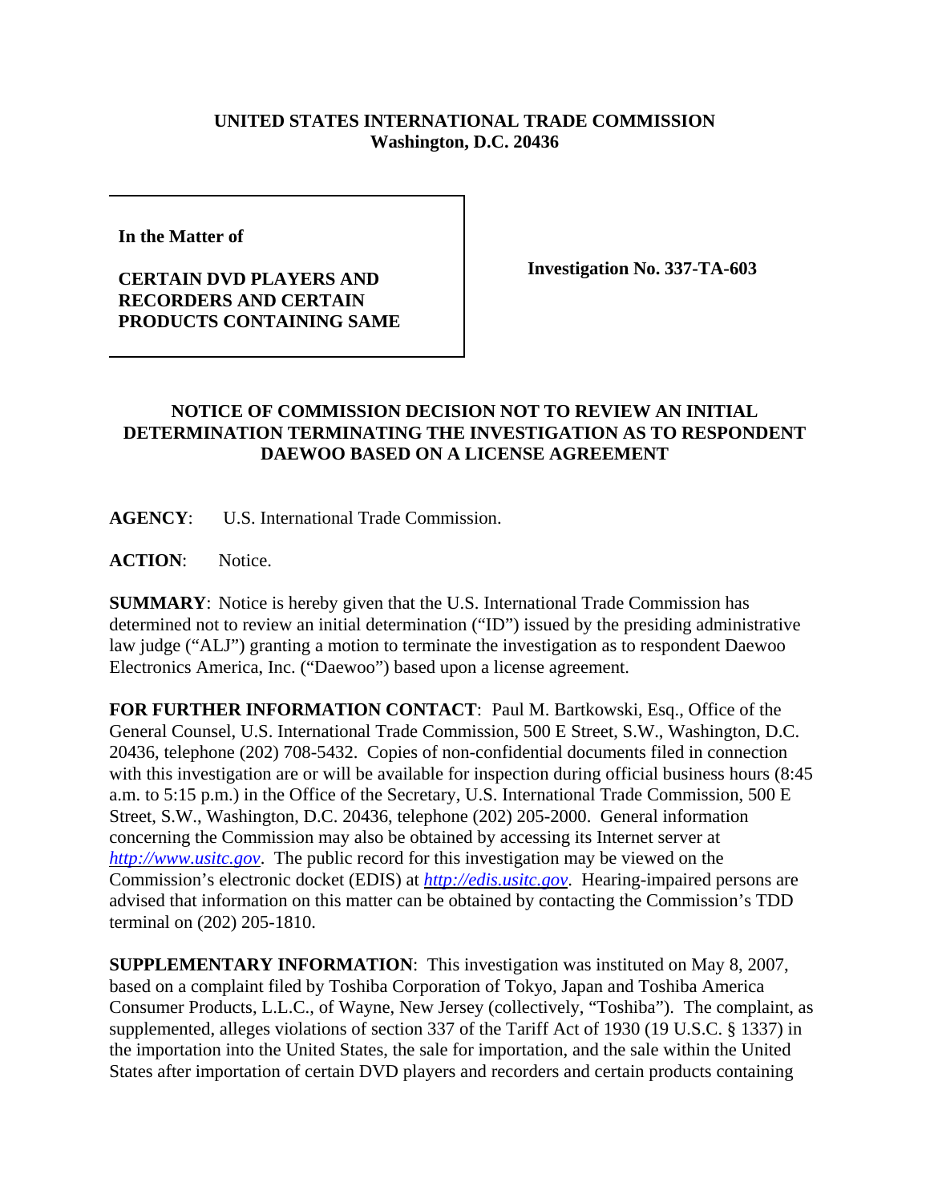**UNITED STATES INTERNATIONAL TRADE COMMISSION**
**Washington, D.C. 20436**

| | |
|---|---|
| **In the Matter of**<br><br>**CERTAIN DVD PLAYERS AND RECORDERS AND CERTAIN PRODUCTS CONTAINING SAME** | **Investigation No. 337-TA-603** |

## NOTICE OF COMMISSION DECISION NOT TO REVIEW AN INITIAL DETERMINATION TERMINATING THE INVESTIGATION AS TO RESPONDENT DAEWOO BASED ON A LICENSE AGREEMENT

**AGENCY**: U.S. International Trade Commission.

**ACTION**: Notice.

**SUMMARY**: Notice is hereby given that the U.S. International Trade Commission has determined not to review an initial determination ("ID") issued by the presiding administrative law judge ("ALJ") granting a motion to terminate the investigation as to respondent Daewoo Electronics America, Inc. ("Daewoo") based upon a license agreement.

**FOR FURTHER INFORMATION CONTACT**: Paul M. Bartkowski, Esq., Office of the General Counsel, U.S. International Trade Commission, 500 E Street, S.W., Washington, D.C. 20436, telephone (202) 708-5432. Copies of non-confidential documents filed in connection with this investigation are or will be available for inspection during official business hours (8:45 a.m. to 5:15 p.m.) in the Office of the Secretary, U.S. International Trade Commission, 500 E Street, S.W., Washington, D.C. 20436, telephone (202) 205-2000. General information concerning the Commission may also be obtained by accessing its Internet server at *http://www.usitc.gov*. The public record for this investigation may be viewed on the Commission's electronic docket (EDIS) at *http://edis.usitc.gov*. Hearing-impaired persons are advised that information on this matter can be obtained by contacting the Commission's TDD terminal on (202) 205-1810.

**SUPPLEMENTARY INFORMATION**: This investigation was instituted on May 8, 2007, based on a complaint filed by Toshiba Corporation of Tokyo, Japan and Toshiba America Consumer Products, L.L.C., of Wayne, New Jersey (collectively, "Toshiba"). The complaint, as supplemented, alleges violations of section 337 of the Tariff Act of 1930 (19 U.S.C. § 1337) in the importation into the United States, the sale for importation, and the sale within the United States after importation of certain DVD players and recorders and certain products containing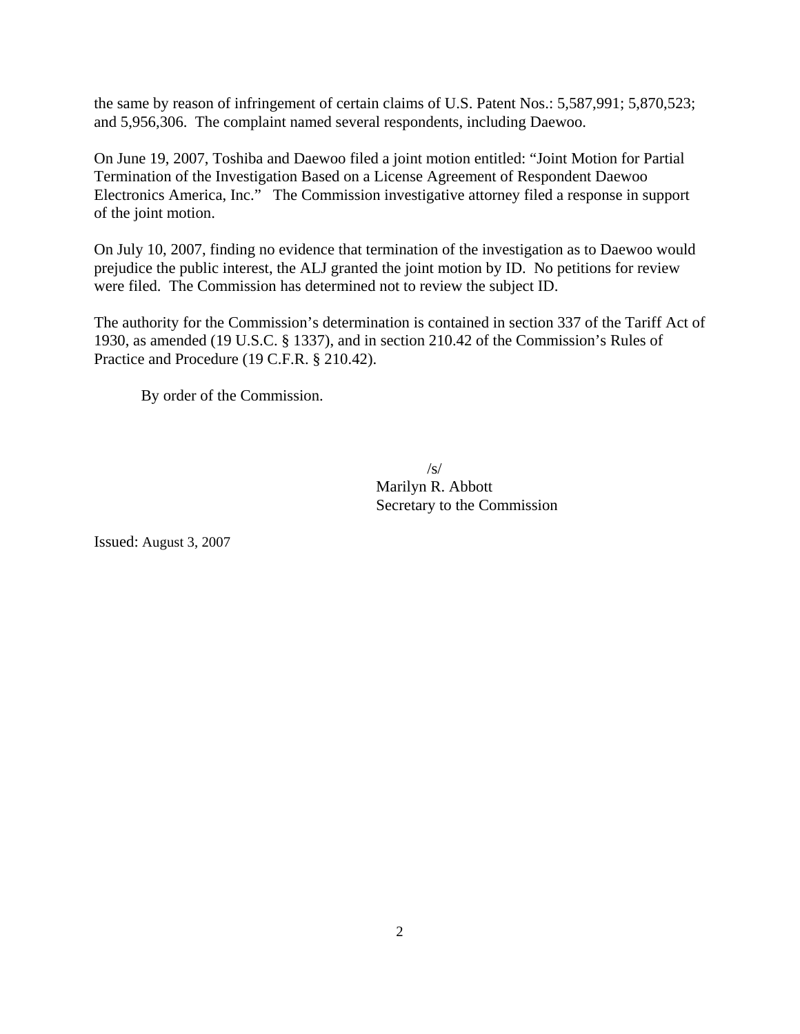the same by reason of infringement of certain claims of U.S. Patent Nos.: 5,587,991; 5,870,523; and 5,956,306. The complaint named several respondents, including Daewoo.

On June 19, 2007, Toshiba and Daewoo filed a joint motion entitled: "Joint Motion for Partial Termination of the Investigation Based on a License Agreement of Respondent Daewoo Electronics America, Inc." The Commission investigative attorney filed a response in support of the joint motion.

On July 10, 2007, finding no evidence that termination of the investigation as to Daewoo would prejudice the public interest, the ALJ granted the joint motion by ID. No petitions for review were filed. The Commission has determined not to review the subject ID.

The authority for the Commission's determination is contained in section 337 of the Tariff Act of 1930, as amended (19 U.S.C. § 1337), and in section 210.42 of the Commission's Rules of Practice and Procedure (19 C.F.R. § 210.42).

By order of the Commission.

/s/
Marilyn R. Abbott
Secretary to the Commission

Issued: August 3, 2007